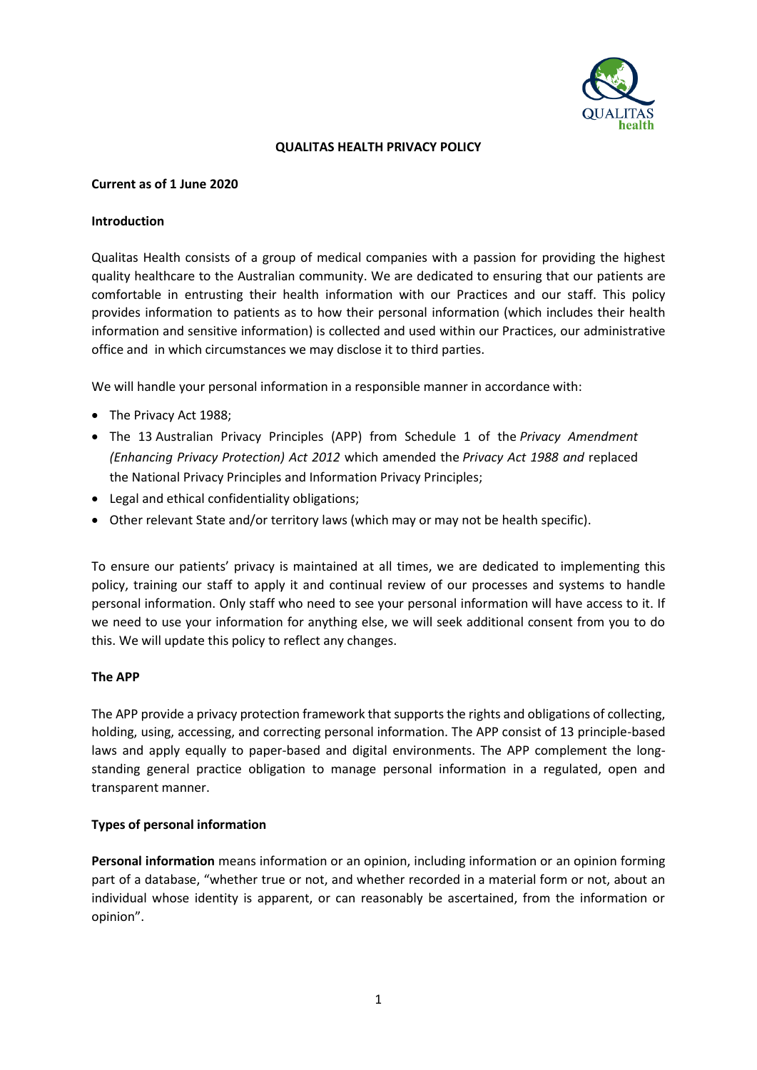# QUALITAS HEALTH PRIVACY POLICY

**Current as of 1 June 2020**

**Introduction**

Qualitas Health consists of a group of medical companies with a passion for providing the highest quality healthcare to the Australian community. We are dedicated to ensuring that our patients are comfortable in entrusting their health information with our Practices and our staff. This policy provides information to patients as to how their personal information (which includes their health information and sensitive information) is collected and used within our Practices, our administrative office and in which circumstances we may disclose it to third parties.

We will handle your personal information in a responsible manner in accordance with:

- The Privacy Act 1988;
- The 13 Australian Privacy Principles (APP) from Schedule 1 of the *Privacy Amendment (Enhancing Privacy Protection) Act 2012* which amended the *Privacy Act 1988 and* replaced the National Privacy Principles and Information Privacy Principles;
- Legal and ethical confidentiality obligations;
- Other relevant State and/or territory laws (which may or may not be health specific).

To ensure our patients' privacy is maintained at all times, we are dedicated to implementing this policy, training our staff to apply it and continual review of our processes and systems to handle personal information. Only staff who need to see your personal information will have access to it. If we need to use your information for anything else, we will seek additional consent from you to do this. We will update this policy to reflect any changes.

**The APP**

The APP provide a privacy protection framework that supports the rights and obligations of collecting, holding, using, accessing, and correcting personal information. The APP consist of 13 principle-based laws and apply equally to paper-based and digital environments. The APP complement the long-standing general practice obligation to manage personal information in a regulated, open and transparent manner.

**Types of personal information**

**Personal information** means information or an opinion, including information or an opinion forming part of a database, "whether true or not, and whether recorded in a material form or not, about an individual whose identity is apparent, or can reasonably be ascertained, from the information or opinion".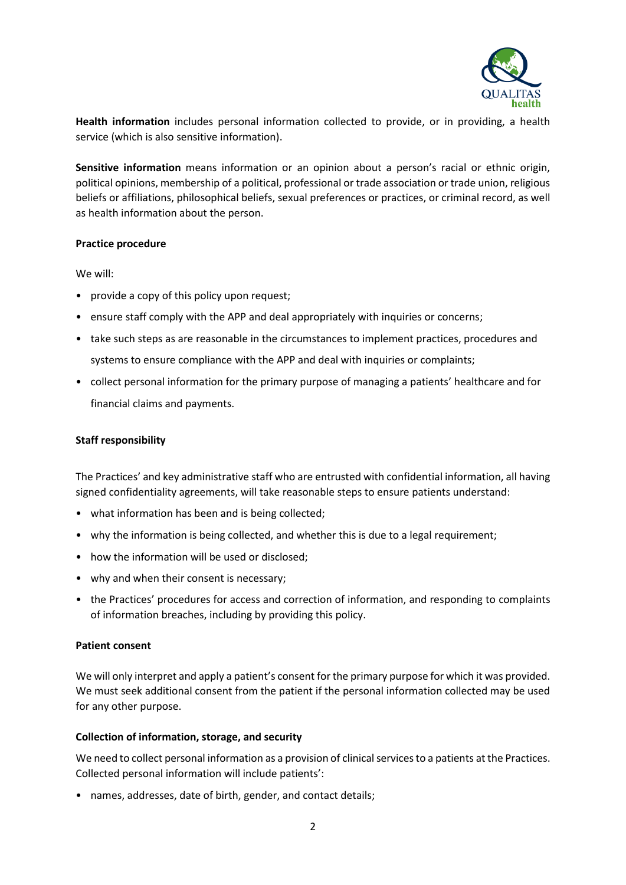**Health information** includes personal information collected to provide, or in providing, a health service (which is also sensitive information).

**Sensitive information** means information or an opinion about a person's racial or ethnic origin, political opinions, membership of a political, professional or trade association or trade union, religious beliefs or affiliations, philosophical beliefs, sexual preferences or practices, or criminal record, as well as health information about the person.

**Practice procedure**

We will:

- provide a copy of this policy upon request;
- ensure staff comply with the APP and deal appropriately with inquiries or concerns;
- take such steps as are reasonable in the circumstances to implement practices, procedures and systems to ensure compliance with the APP and deal with inquiries or complaints;
- collect personal information for the primary purpose of managing a patients' healthcare and for financial claims and payments.

**Staff responsibility**

The Practices' and key administrative staff who are entrusted with confidential information, all having signed confidentiality agreements, will take reasonable steps to ensure patients understand:

- what information has been and is being collected;
- why the information is being collected, and whether this is due to a legal requirement;
- how the information will be used or disclosed;
- why and when their consent is necessary;
- the Practices' procedures for access and correction of information, and responding to complaints of information breaches, including by providing this policy.

**Patient consent**

We will only interpret and apply a patient's consent for the primary purpose for which it was provided. We must seek additional consent from the patient if the personal information collected may be used for any other purpose.

**Collection of information, storage, and security**

We need to collect personal information as a provision of clinical services to a patients at the Practices. Collected personal information will include patients':

- names, addresses, date of birth, gender, and contact details;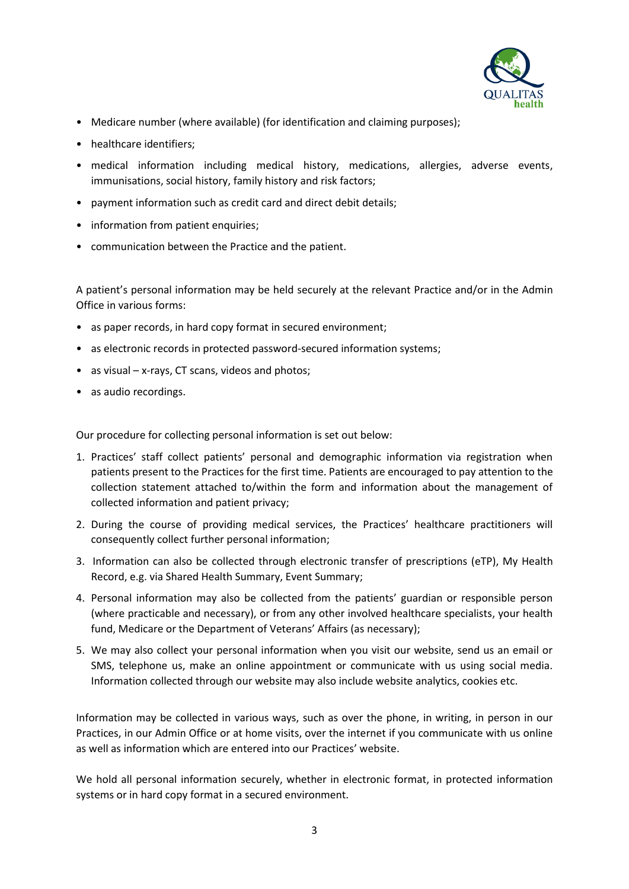- Medicare number (where available) (for identification and claiming purposes);
- healthcare identifiers;
- medical information including medical history, medications, allergies, adverse events, immunisations, social history, family history and risk factors;
- payment information such as credit card and direct debit details;
- information from patient enquiries;
- communication between the Practice and the patient.

A patient's personal information may be held securely at the relevant Practice and/or in the Admin Office in various forms:

- as paper records, in hard copy format in secured environment;
- as electronic records in protected password-secured information systems;
- as visual – x-rays, CT scans, videos and photos;
- as audio recordings.

Our procedure for collecting personal information is set out below:

1. Practices' staff collect patients' personal and demographic information via registration when patients present to the Practices for the first time. Patients are encouraged to pay attention to the collection statement attached to/within the form and information about the management of collected information and patient privacy;
2. During the course of providing medical services, the Practices' healthcare practitioners will consequently collect further personal information;
3. Information can also be collected through electronic transfer of prescriptions (eTP), My Health Record, e.g. via Shared Health Summary, Event Summary;
4. Personal information may also be collected from the patients' guardian or responsible person (where practicable and necessary), or from any other involved healthcare specialists, your health fund, Medicare or the Department of Veterans' Affairs (as necessary);
5. We may also collect your personal information when you visit our website, send us an email or SMS, telephone us, make an online appointment or communicate with us using social media. Information collected through our website may also include website analytics, cookies etc.

Information may be collected in various ways, such as over the phone, in writing, in person in our Practices, in our Admin Office or at home visits, over the internet if you communicate with us online as well as information which are entered into our Practices' website.

We hold all personal information securely, whether in electronic format, in protected information systems or in hard copy format in a secured environment.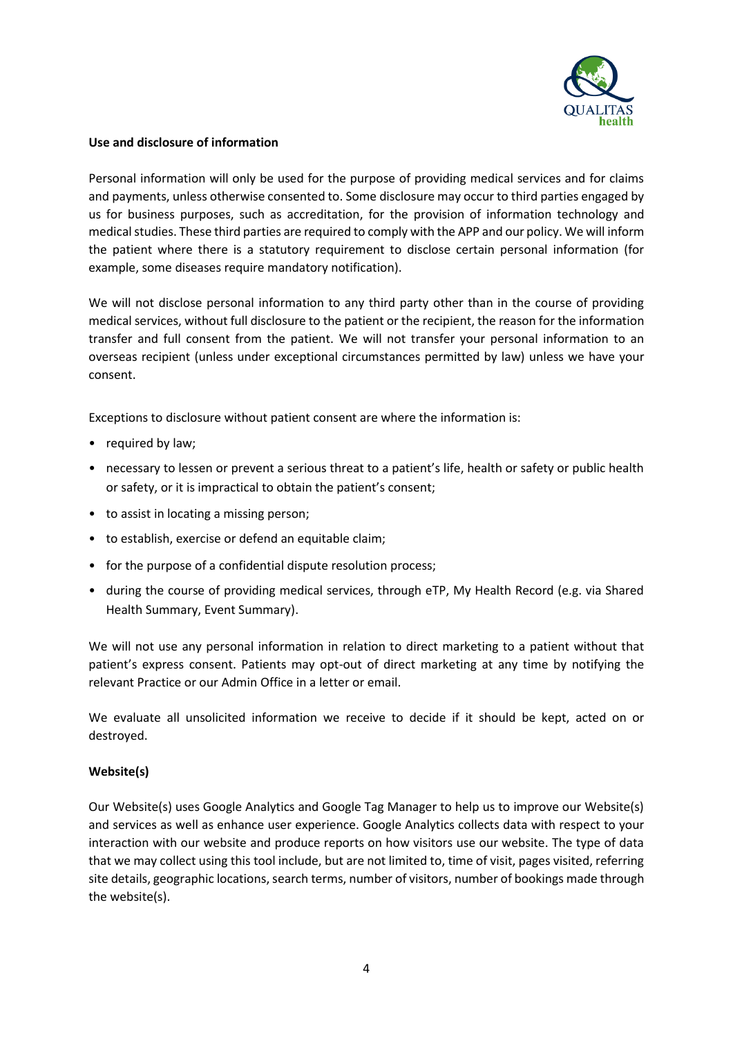**Use and disclosure of information**

Personal information will only be used for the purpose of providing medical services and for claims and payments, unless otherwise consented to. Some disclosure may occur to third parties engaged by us for business purposes, such as accreditation, for the provision of information technology and medical studies. These third parties are required to comply with the APP and our policy. We will inform the patient where there is a statutory requirement to disclose certain personal information (for example, some diseases require mandatory notification).

We will not disclose personal information to any third party other than in the course of providing medical services, without full disclosure to the patient or the recipient, the reason for the information transfer and full consent from the patient. We will not transfer your personal information to an overseas recipient (unless under exceptional circumstances permitted by law) unless we have your consent.

Exceptions to disclosure without patient consent are where the information is:

- required by law;
- necessary to lessen or prevent a serious threat to a patient's life, health or safety or public health or safety, or it is impractical to obtain the patient's consent;
- to assist in locating a missing person;
- to establish, exercise or defend an equitable claim;
- for the purpose of a confidential dispute resolution process;
- during the course of providing medical services, through eTP, My Health Record (e.g. via Shared Health Summary, Event Summary).

We will not use any personal information in relation to direct marketing to a patient without that patient's express consent. Patients may opt-out of direct marketing at any time by notifying the relevant Practice or our Admin Office in a letter or email.

We evaluate all unsolicited information we receive to decide if it should be kept, acted on or destroyed.

**Website(s)**

Our Website(s) uses Google Analytics and Google Tag Manager to help us to improve our Website(s) and services as well as enhance user experience. Google Analytics collects data with respect to your interaction with our website and produce reports on how visitors use our website. The type of data that we may collect using this tool include, but are not limited to, time of visit, pages visited, referring site details, geographic locations, search terms, number of visitors, number of bookings made through the website(s).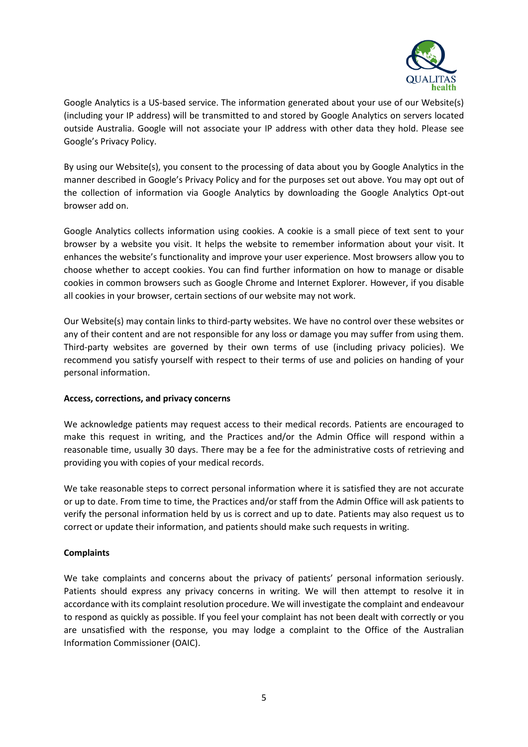Google Analytics is a US-based service. The information generated about your use of our Website(s) (including your IP address) will be transmitted to and stored by Google Analytics on servers located outside Australia. Google will not associate your IP address with other data they hold. Please see Google's Privacy Policy.

By using our Website(s), you consent to the processing of data about you by Google Analytics in the manner described in Google's Privacy Policy and for the purposes set out above. You may opt out of the collection of information via Google Analytics by downloading the Google Analytics Opt-out browser add on.

Google Analytics collects information using cookies. A cookie is a small piece of text sent to your browser by a website you visit. It helps the website to remember information about your visit. It enhances the website's functionality and improve your user experience. Most browsers allow you to choose whether to accept cookies. You can find further information on how to manage or disable cookies in common browsers such as Google Chrome and Internet Explorer. However, if you disable all cookies in your browser, certain sections of our website may not work.

Our Website(s) may contain links to third-party websites. We have no control over these websites or any of their content and are not responsible for any loss or damage you may suffer from using them. Third-party websites are governed by their own terms of use (including privacy policies). We recommend you satisfy yourself with respect to their terms of use and policies on handing of your personal information.

**Access, corrections, and privacy concerns**

We acknowledge patients may request access to their medical records. Patients are encouraged to make this request in writing, and the Practices and/or the Admin Office will respond within a reasonable time, usually 30 days. There may be a fee for the administrative costs of retrieving and providing you with copies of your medical records.

We take reasonable steps to correct personal information where it is satisfied they are not accurate or up to date. From time to time, the Practices and/or staff from the Admin Office will ask patients to verify the personal information held by us is correct and up to date. Patients may also request us to correct or update their information, and patients should make such requests in writing.

**Complaints**

We take complaints and concerns about the privacy of patients' personal information seriously. Patients should express any privacy concerns in writing. We will then attempt to resolve it in accordance with its complaint resolution procedure. We will investigate the complaint and endeavour to respond as quickly as possible. If you feel your complaint has not been dealt with correctly or you are unsatisfied with the response, you may lodge a complaint to the Office of the Australian Information Commissioner (OAIC).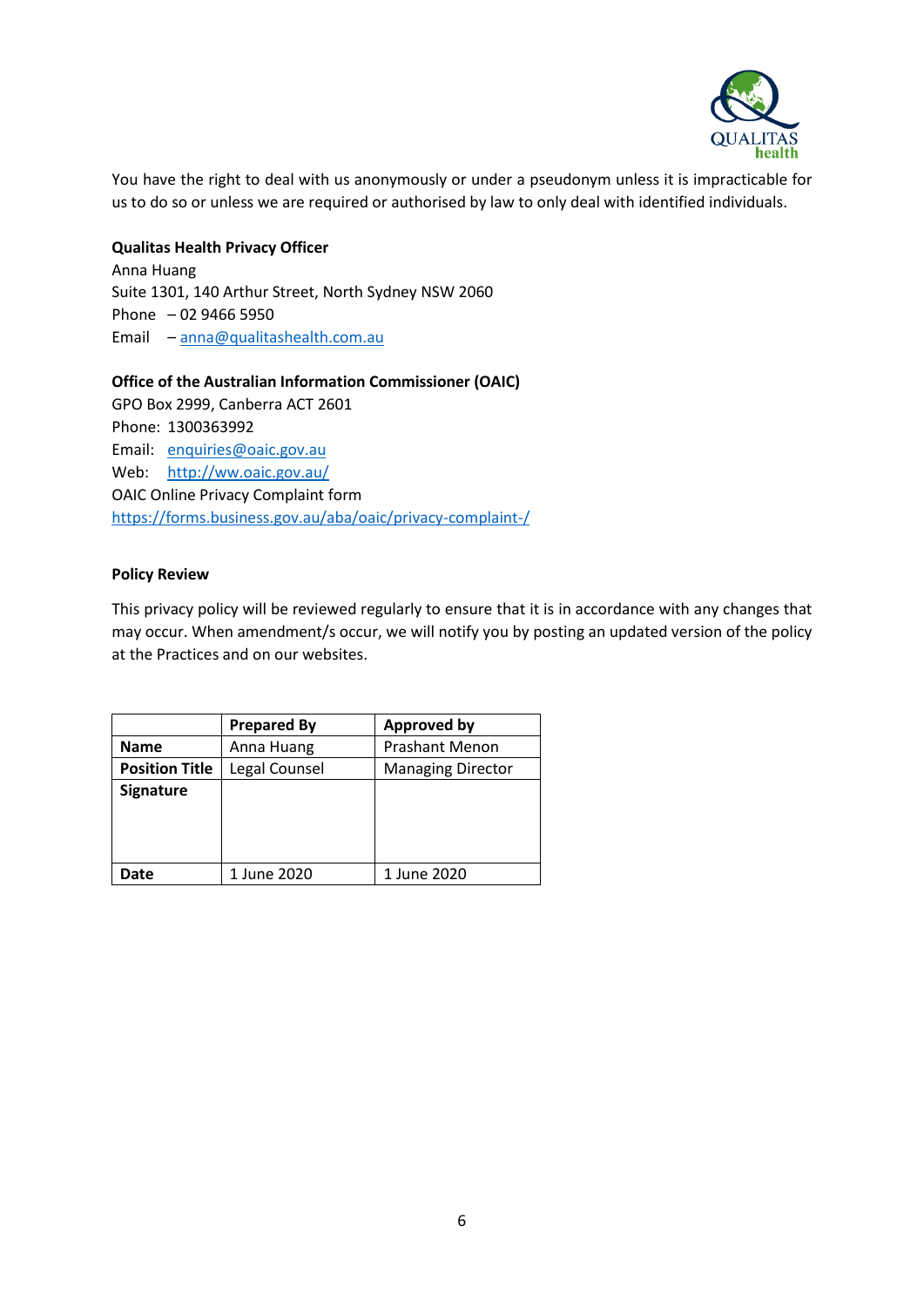You have the right to deal with us anonymously or under a pseudonym unless it is impracticable for us to do so or unless we are required or authorised by law to only deal with identified individuals.

**Qualitas Health Privacy Officer**
Anna Huang
Suite 1301, 140 Arthur Street, North Sydney NSW 2060
Phone – 02 9466 5950
Email – anna@qualitashealth.com.au

**Office of the Australian Information Commissioner (OAIC)**
GPO Box 2999, Canberra ACT 2601
Phone: 1300363992
Email: enquiries@oaic.gov.au
Web: http://ww.oaic.gov.au/
OAIC Online Privacy Complaint form
https://forms.business.gov.au/aba/oaic/privacy-complaint-/

**Policy Review**

This privacy policy will be reviewed regularly to ensure that it is in accordance with any changes that may occur. When amendment/s occur, we will notify you by posting an updated version of the policy at the Practices and on our websites.

| | **Prepared By** | **Approved by** |
|---|---|---|
| **Name** | Anna Huang | Prashant Menon |
| **Position Title** | Legal Counsel | Managing Director |
| **Signature** | | |
| **Date** | 1 June 2020 | 1 June 2020 |